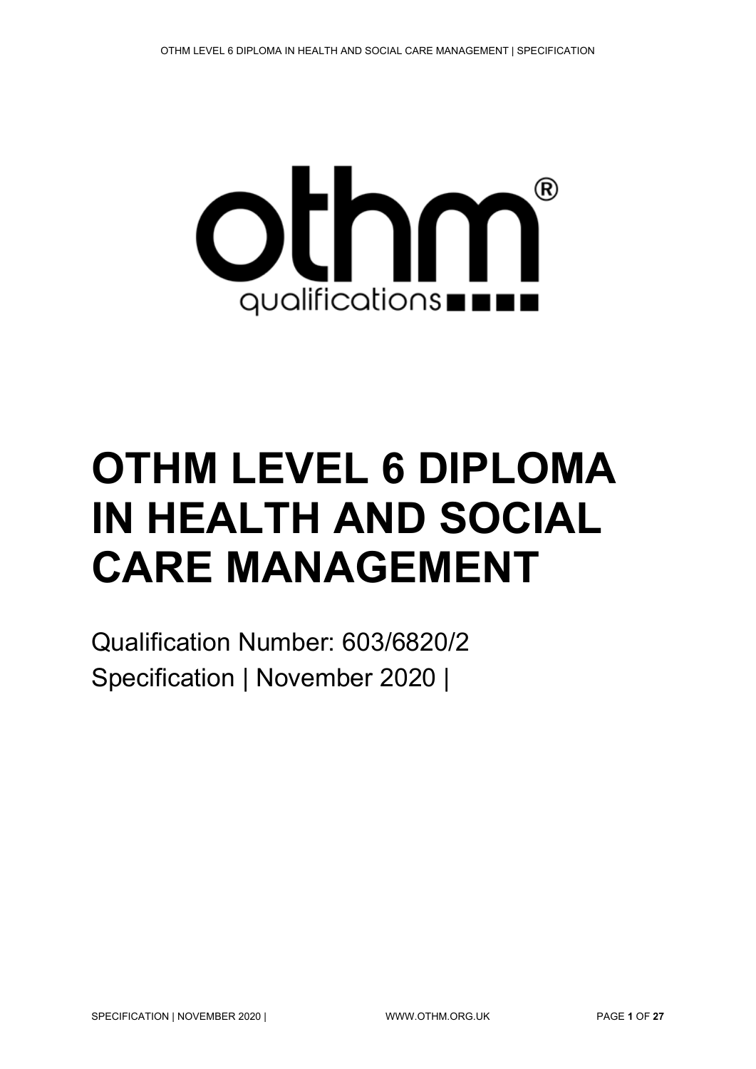# OTHM LEVEL 6 DIPLOMA IN HEALTH AND SOCIAL CARE MANAGEMENT

Qualification Number: 603/6820/2

Specification | November 2020 |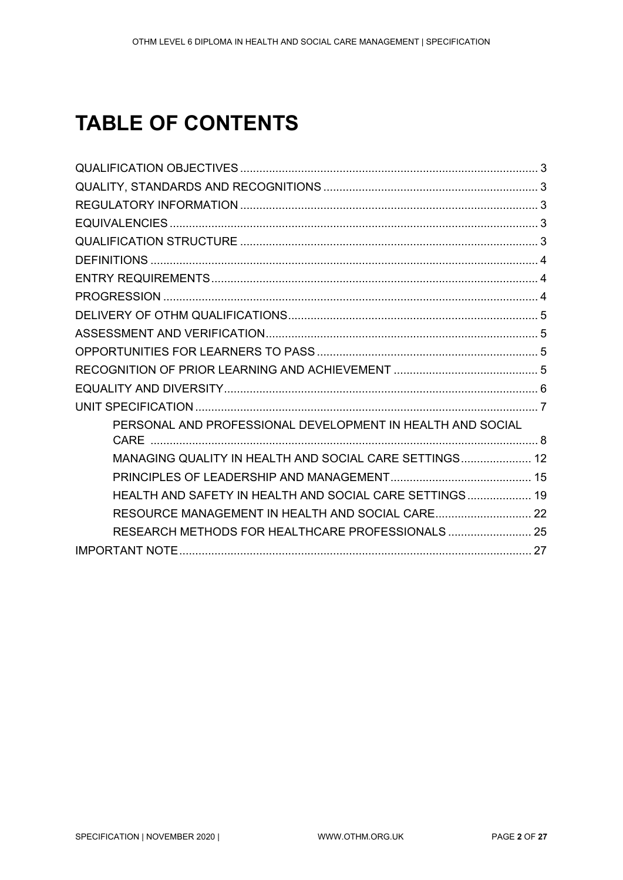# TABLE OF CONTENTS

QUALIFICATION OBJECTIVES ..... 3
QUALITY, STANDARDS AND RECOGNITIONS ..... 3
REGULATORY INFORMATION ..... 3
EQUIVALENCIES ..... 3
QUALIFICATION STRUCTURE ..... 3
DEFINITIONS ..... 4
ENTRY REQUIREMENTS ..... 4
PROGRESSION ..... 4
DELIVERY OF OTHM QUALIFICATIONS ..... 5
ASSESSMENT AND VERIFICATION ..... 5
OPPORTUNITIES FOR LEARNERS TO PASS ..... 5
RECOGNITION OF PRIOR LEARNING AND ACHIEVEMENT ..... 5
EQUALITY AND DIVERSITY ..... 6
UNIT SPECIFICATION ..... 7

- PERSONAL AND PROFESSIONAL DEVELOPMENT IN HEALTH AND SOCIAL CARE ..... 8
- MANAGING QUALITY IN HEALTH AND SOCIAL CARE SETTINGS ..... 12
- PRINCIPLES OF LEADERSHIP AND MANAGEMENT ..... 15
- HEALTH AND SAFETY IN HEALTH AND SOCIAL CARE SETTINGS ..... 19
- RESOURCE MANAGEMENT IN HEALTH AND SOCIAL CARE ..... 22
- RESEARCH METHODS FOR HEALTHCARE PROFESSIONALS ..... 25

IMPORTANT NOTE ..... 27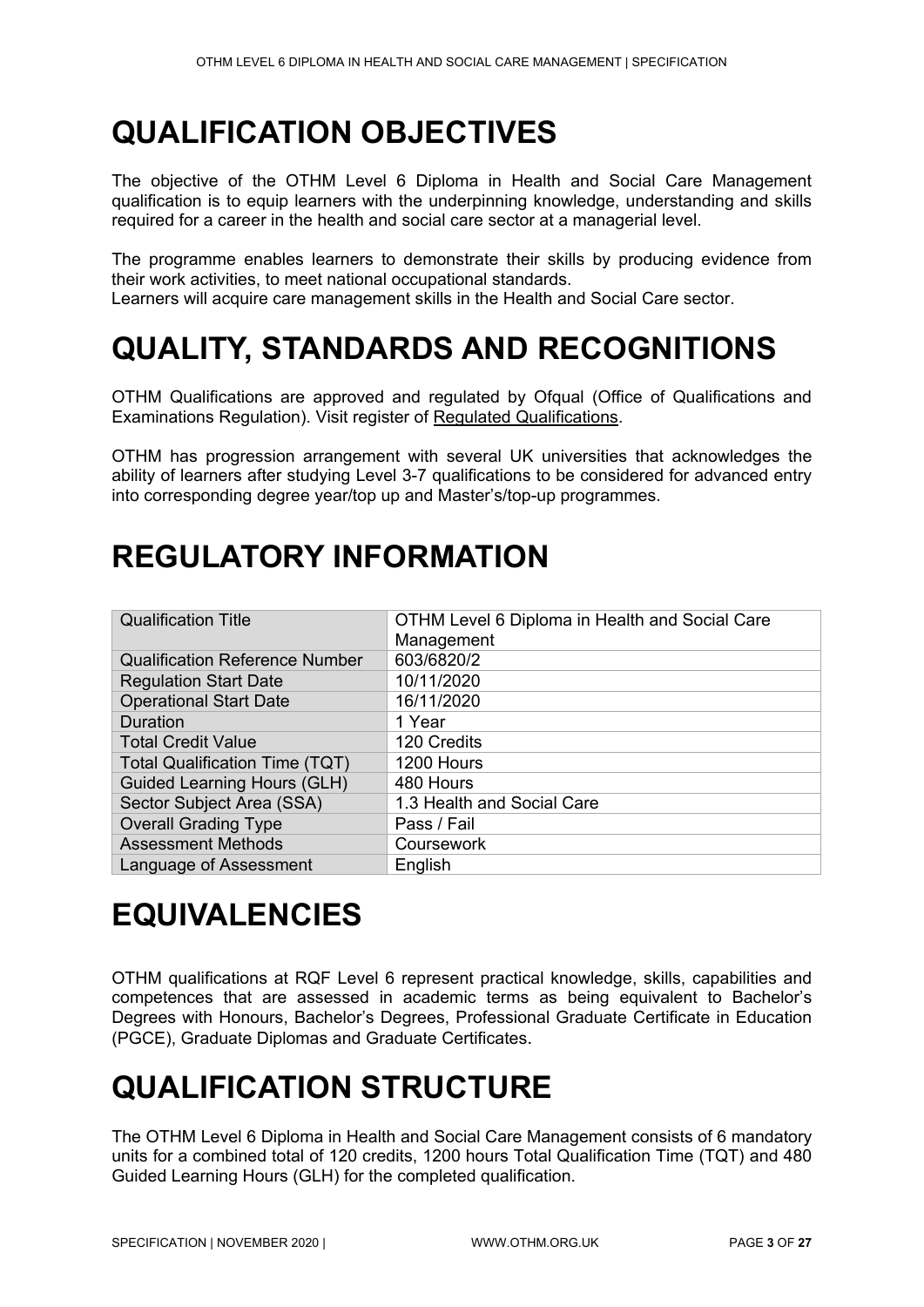# QUALIFICATION OBJECTIVES

The objective of the OTHM Level 6 Diploma in Health and Social Care Management qualification is to equip learners with the underpinning knowledge, understanding and skills required for a career in the health and social care sector at a managerial level.

The programme enables learners to demonstrate their skills by producing evidence from their work activities, to meet national occupational standards.
Learners will acquire care management skills in the Health and Social Care sector.

# QUALITY, STANDARDS AND RECOGNITIONS

OTHM Qualifications are approved and regulated by Ofqual (Office of Qualifications and Examinations Regulation). Visit register of Regulated Qualifications.

OTHM has progression arrangement with several UK universities that acknowledges the ability of learners after studying Level 3-7 qualifications to be considered for advanced entry into corresponding degree year/top up and Master's/top-up programmes.

# REGULATORY INFORMATION

| Qualification Title | OTHM Level 6 Diploma in Health and Social Care Management |
|---|---|
| Qualification Reference Number | 603/6820/2 |
| Regulation Start Date | 10/11/2020 |
| Operational Start Date | 16/11/2020 |
| Duration | 1 Year |
| Total Credit Value | 120 Credits |
| Total Qualification Time (TQT) | 1200 Hours |
| Guided Learning Hours (GLH) | 480 Hours |
| Sector Subject Area (SSA) | 1.3 Health and Social Care |
| Overall Grading Type | Pass / Fail |
| Assessment Methods | Coursework |
| Language of Assessment | English |

# EQUIVALENCIES

OTHM qualifications at RQF Level 6 represent practical knowledge, skills, capabilities and competences that are assessed in academic terms as being equivalent to Bachelor's Degrees with Honours, Bachelor's Degrees, Professional Graduate Certificate in Education (PGCE), Graduate Diplomas and Graduate Certificates.

# QUALIFICATION STRUCTURE

The OTHM Level 6 Diploma in Health and Social Care Management consists of 6 mandatory units for a combined total of 120 credits, 1200 hours Total Qualification Time (TQT) and 480 Guided Learning Hours (GLH) for the completed qualification.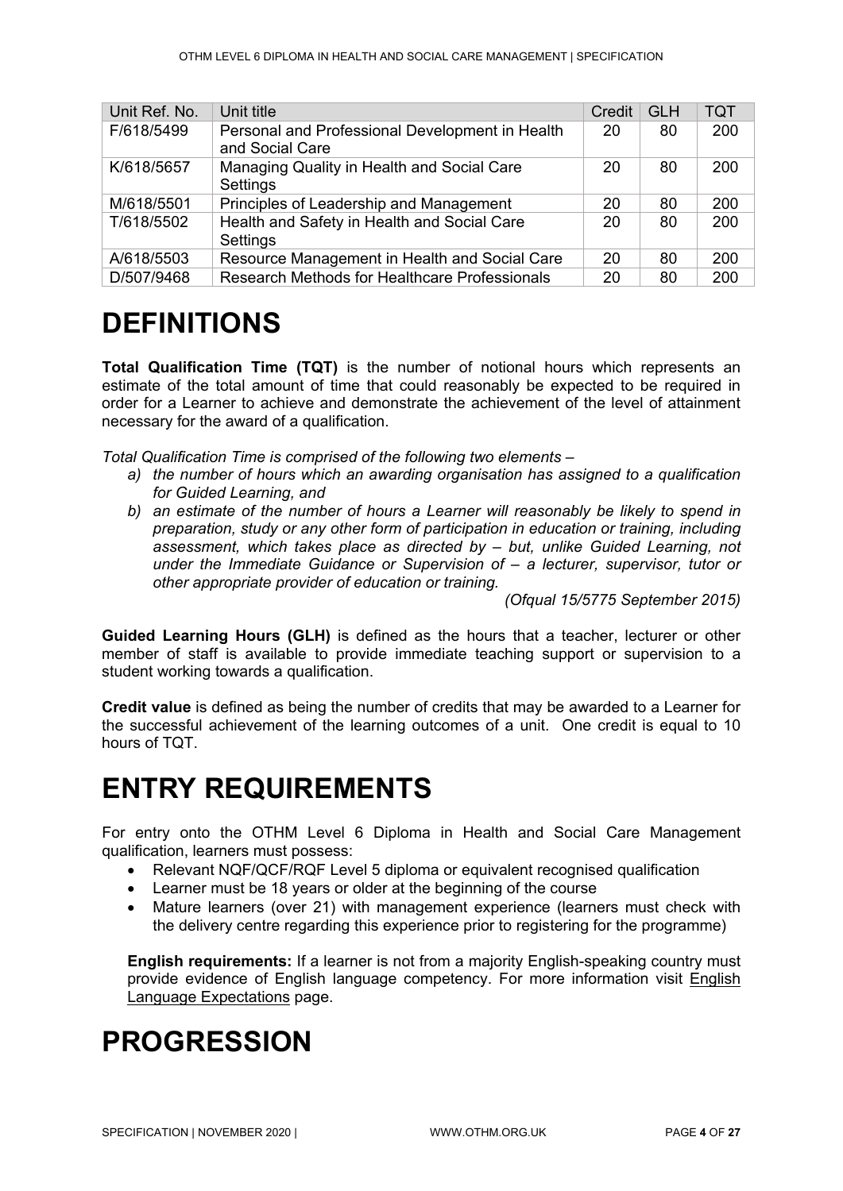| Unit Ref. No. | Unit title | Credit | GLH | TQT |
|---|---|---|---|---|
| F/618/5499 | Personal and Professional Development in Health and Social Care | 20 | 80 | 200 |
| K/618/5657 | Managing Quality in Health and Social Care Settings | 20 | 80 | 200 |
| M/618/5501 | Principles of Leadership and Management | 20 | 80 | 200 |
| T/618/5502 | Health and Safety in Health and Social Care Settings | 20 | 80 | 200 |
| A/618/5503 | Resource Management in Health and Social Care | 20 | 80 | 200 |
| D/507/9468 | Research Methods for Healthcare Professionals | 20 | 80 | 200 |

# DEFINITIONS

**Total Qualification Time (TQT)** is the number of notional hours which represents an estimate of the total amount of time that could reasonably be expected to be required in order for a Learner to achieve and demonstrate the achievement of the level of attainment necessary for the award of a qualification.

*Total Qualification Time is comprised of the following two elements –*

*a) the number of hours which an awarding organisation has assigned to a qualification for Guided Learning, and*
*b) an estimate of the number of hours a Learner will reasonably be likely to spend in preparation, study or any other form of participation in education or training, including assessment, which takes place as directed by – but, unlike Guided Learning, not under the Immediate Guidance or Supervision of – a lecturer, supervisor, tutor or other appropriate provider of education or training.*

*(Ofqual 15/5775 September 2015)*

**Guided Learning Hours (GLH)** is defined as the hours that a teacher, lecturer or other member of staff is available to provide immediate teaching support or supervision to a student working towards a qualification.

**Credit value** is defined as being the number of credits that may be awarded to a Learner for the successful achievement of the learning outcomes of a unit. One credit is equal to 10 hours of TQT.

# ENTRY REQUIREMENTS

For entry onto the OTHM Level 6 Diploma in Health and Social Care Management qualification, learners must possess:

- Relevant NQF/QCF/RQF Level 5 diploma or equivalent recognised qualification
- Learner must be 18 years or older at the beginning of the course
- Mature learners (over 21) with management experience (learners must check with the delivery centre regarding this experience prior to registering for the programme)

**English requirements:** If a learner is not from a majority English-speaking country must provide evidence of English language competency. For more information visit English Language Expectations page.

# PROGRESSION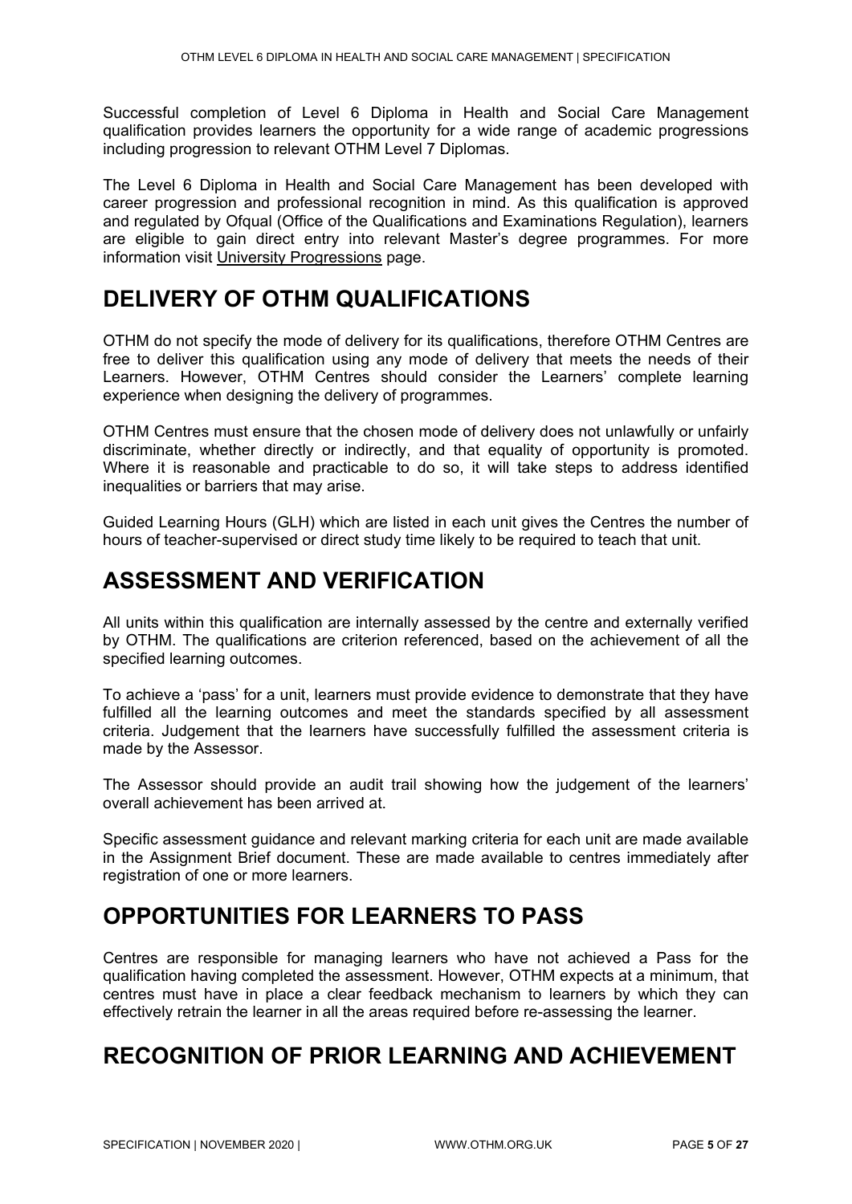Successful completion of Level 6 Diploma in Health and Social Care Management qualification provides learners the opportunity for a wide range of academic progressions including progression to relevant OTHM Level 7 Diplomas.

The Level 6 Diploma in Health and Social Care Management has been developed with career progression and professional recognition in mind. As this qualification is approved and regulated by Ofqual (Office of the Qualifications and Examinations Regulation), learners are eligible to gain direct entry into relevant Master's degree programmes. For more information visit University Progressions page.

## DELIVERY OF OTHM QUALIFICATIONS

OTHM do not specify the mode of delivery for its qualifications, therefore OTHM Centres are free to deliver this qualification using any mode of delivery that meets the needs of their Learners. However, OTHM Centres should consider the Learners' complete learning experience when designing the delivery of programmes.

OTHM Centres must ensure that the chosen mode of delivery does not unlawfully or unfairly discriminate, whether directly or indirectly, and that equality of opportunity is promoted. Where it is reasonable and practicable to do so, it will take steps to address identified inequalities or barriers that may arise.

Guided Learning Hours (GLH) which are listed in each unit gives the Centres the number of hours of teacher-supervised or direct study time likely to be required to teach that unit.

## ASSESSMENT AND VERIFICATION

All units within this qualification are internally assessed by the centre and externally verified by OTHM. The qualifications are criterion referenced, based on the achievement of all the specified learning outcomes.

To achieve a 'pass' for a unit, learners must provide evidence to demonstrate that they have fulfilled all the learning outcomes and meet the standards specified by all assessment criteria. Judgement that the learners have successfully fulfilled the assessment criteria is made by the Assessor.

The Assessor should provide an audit trail showing how the judgement of the learners' overall achievement has been arrived at.

Specific assessment guidance and relevant marking criteria for each unit are made available in the Assignment Brief document. These are made available to centres immediately after registration of one or more learners.

## OPPORTUNITIES FOR LEARNERS TO PASS

Centres are responsible for managing learners who have not achieved a Pass for the qualification having completed the assessment. However, OTHM expects at a minimum, that centres must have in place a clear feedback mechanism to learners by which they can effectively retrain the learner in all the areas required before re-assessing the learner.

## RECOGNITION OF PRIOR LEARNING AND ACHIEVEMENT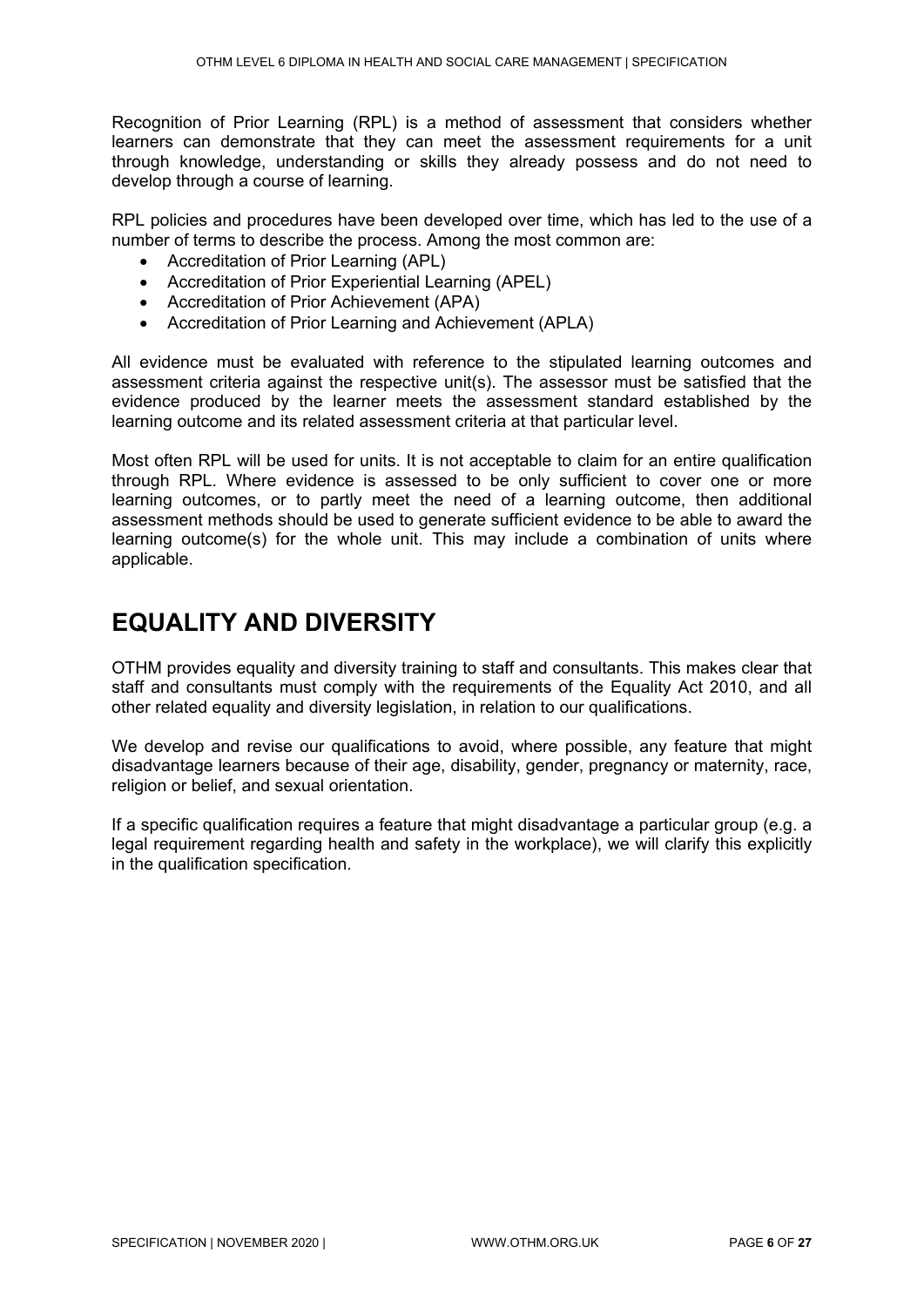Recognition of Prior Learning (RPL) is a method of assessment that considers whether learners can demonstrate that they can meet the assessment requirements for a unit through knowledge, understanding or skills they already possess and do not need to develop through a course of learning.

RPL policies and procedures have been developed over time, which has led to the use of a number of terms to describe the process. Among the most common are:

- Accreditation of Prior Learning (APL)
- Accreditation of Prior Experiential Learning (APEL)
- Accreditation of Prior Achievement (APA)
- Accreditation of Prior Learning and Achievement (APLA)

All evidence must be evaluated with reference to the stipulated learning outcomes and assessment criteria against the respective unit(s). The assessor must be satisfied that the evidence produced by the learner meets the assessment standard established by the learning outcome and its related assessment criteria at that particular level.

Most often RPL will be used for units. It is not acceptable to claim for an entire qualification through RPL. Where evidence is assessed to be only sufficient to cover one or more learning outcomes, or to partly meet the need of a learning outcome, then additional assessment methods should be used to generate sufficient evidence to be able to award the learning outcome(s) for the whole unit. This may include a combination of units where applicable.

# EQUALITY AND DIVERSITY

OTHM provides equality and diversity training to staff and consultants. This makes clear that staff and consultants must comply with the requirements of the Equality Act 2010, and all other related equality and diversity legislation, in relation to our qualifications.

We develop and revise our qualifications to avoid, where possible, any feature that might disadvantage learners because of their age, disability, gender, pregnancy or maternity, race, religion or belief, and sexual orientation.

If a specific qualification requires a feature that might disadvantage a particular group (e.g. a legal requirement regarding health and safety in the workplace), we will clarify this explicitly in the qualification specification.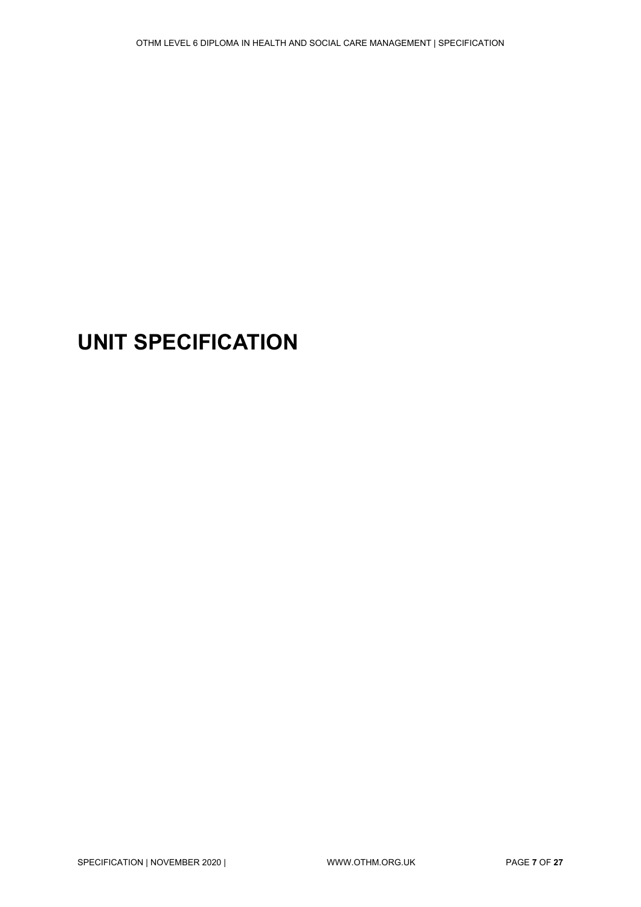# UNIT SPECIFICATION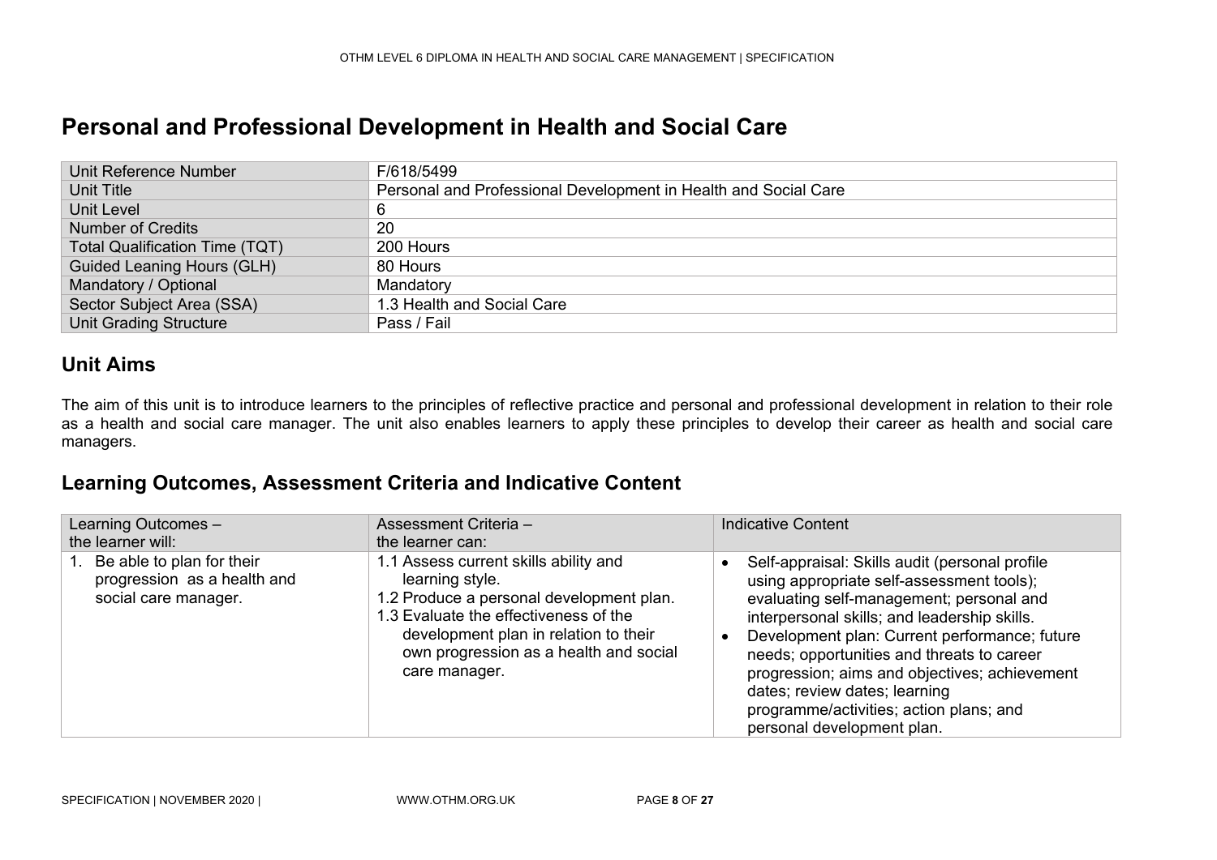# Personal and Professional Development in Health and Social Care

| | |
|---|---|
| Unit Reference Number | F/618/5499 |
| Unit Title | Personal and Professional Development in Health and Social Care |
| Unit Level | 6 |
| Number of Credits | 20 |
| Total Qualification Time (TQT) | 200 Hours |
| Guided Leaning Hours (GLH) | 80 Hours |
| Mandatory / Optional | Mandatory |
| Sector Subject Area (SSA) | 1.3 Health and Social Care |
| Unit Grading Structure | Pass / Fail |

## Unit Aims

The aim of this unit is to introduce learners to the principles of reflective practice and personal and professional development in relation to their role as a health and social care manager. The unit also enables learners to apply these principles to develop their career as health and social care managers.

## Learning Outcomes, Assessment Criteria and Indicative Content

| Learning Outcomes – the learner will: | Assessment Criteria – the learner can: | Indicative Content |
|---|---|---|
| 1. Be able to plan for their progression as a health and social care manager. | 1.1 Assess current skills ability and learning style.<br>1.2 Produce a personal development plan.<br>1.3 Evaluate the effectiveness of the development plan in relation to their own progression as a health and social care manager. | • Self-appraisal: Skills audit (personal profile using appropriate self-assessment tools); evaluating self-management; personal and interpersonal skills; and leadership skills.<br>• Development plan: Current performance; future needs; opportunities and threats to career progression; aims and objectives; achievement dates; review dates; learning programme/activities; action plans; and personal development plan. |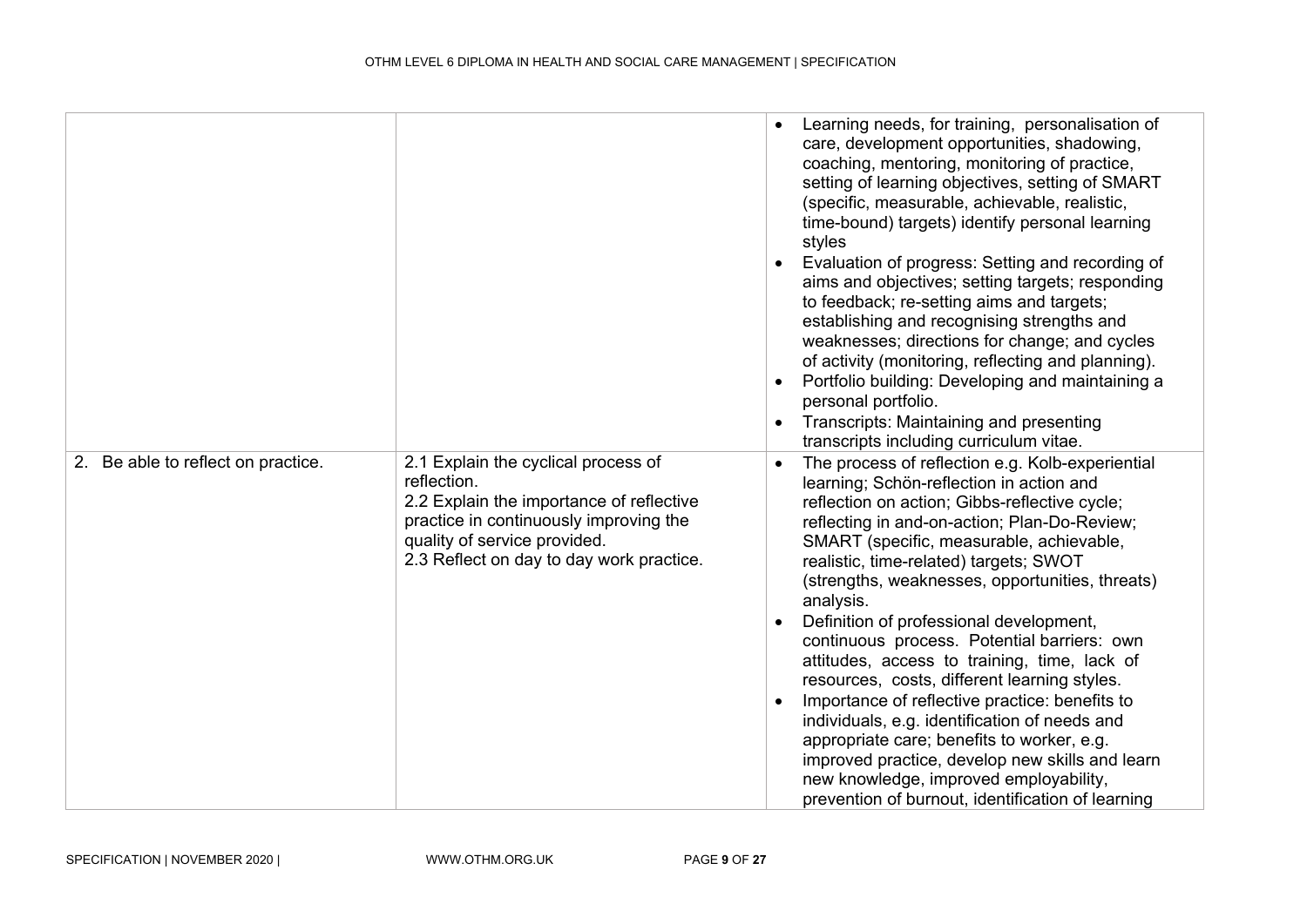| | | |
|---|---|---|
| | | • Learning needs, for training, personalisation of care, development opportunities, shadowing, coaching, mentoring, monitoring of practice, setting of learning objectives, setting of SMART (specific, measurable, achievable, realistic, time-bound) targets) identify personal learning styles<br>• Evaluation of progress: Setting and recording of aims and objectives; setting targets; responding to feedback; re-setting aims and targets; establishing and recognising strengths and weaknesses; directions for change; and cycles of activity (monitoring, reflecting and planning).<br>• Portfolio building: Developing and maintaining a personal portfolio.<br>• Transcripts: Maintaining and presenting transcripts including curriculum vitae. |
| 2. Be able to reflect on practice. | 2.1 Explain the cyclical process of reflection.<br>2.2 Explain the importance of reflective practice in continuously improving the quality of service provided.<br>2.3 Reflect on day to day work practice. | • The process of reflection e.g. Kolb-experiential learning; Schön-reflection in action and reflection on action; Gibbs-reflective cycle; reflecting in and-on-action; Plan-Do-Review; SMART (specific, measurable, achievable, realistic, time-related) targets; SWOT (strengths, weaknesses, opportunities, threats) analysis.<br>• Definition of professional development, continuous process. Potential barriers: own attitudes, access to training, time, lack of resources, costs, different learning styles.<br>• Importance of reflective practice: benefits to individuals, e.g. identification of needs and appropriate care; benefits to worker, e.g. improved practice, develop new skills and learn new knowledge, improved employability, prevention of burnout, identification of learning |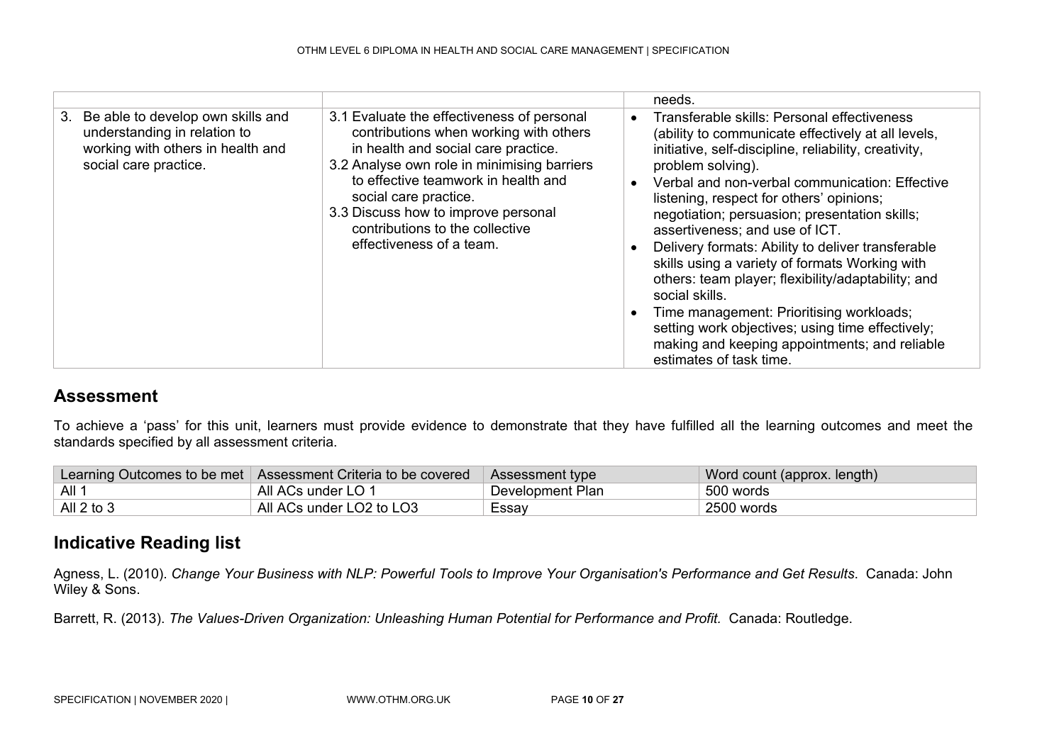| | | needs. |
|---|---|---|
| 3. Be able to develop own skills and understanding in relation to working with others in health and social care practice. | 3.1 Evaluate the effectiveness of personal contributions when working with others in health and social care practice.<br>3.2 Analyse own role in minimising barriers to effective teamwork in health and social care practice.<br>3.3 Discuss how to improve personal contributions to the collective effectiveness of a team. | • Transferable skills: Personal effectiveness (ability to communicate effectively at all levels, initiative, self-discipline, reliability, creativity, problem solving).<br>• Verbal and non-verbal communication: Effective listening, respect for others' opinions; negotiation; persuasion; presentation skills; assertiveness; and use of ICT.<br>• Delivery formats: Ability to deliver transferable skills using a variety of formats Working with others: team player; flexibility/adaptability; and social skills.<br>• Time management: Prioritising workloads; setting work objectives; using time effectively; making and keeping appointments; and reliable estimates of task time. |

## Assessment

To achieve a 'pass' for this unit, learners must provide evidence to demonstrate that they have fulfilled all the learning outcomes and meet the standards specified by all assessment criteria.

| Learning Outcomes to be met | Assessment Criteria to be covered | Assessment type | Word count (approx. length) |
|---|---|---|---|
| All 1 | All ACs under LO 1 | Development Plan | 500 words |
| All 2 to 3 | All ACs under LO2 to LO3 | Essay | 2500 words |

## Indicative Reading list

Agness, L. (2010). *Change Your Business with NLP: Powerful Tools to Improve Your Organisation's Performance and Get Results*. Canada: John Wiley & Sons.

Barrett, R. (2013). *The Values-Driven Organization: Unleashing Human Potential for Performance and Profit.* Canada: Routledge.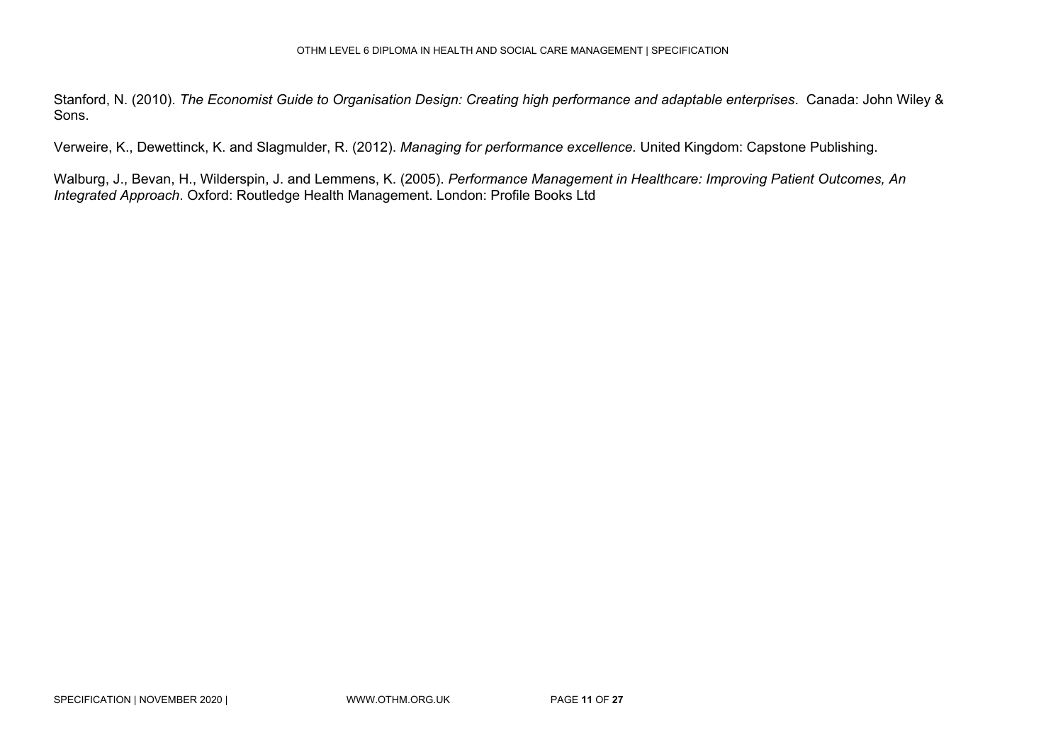Stanford, N. (2010). *The Economist Guide to Organisation Design: Creating high performance and adaptable enterprises*. Canada: John Wiley & Sons.

Verweire, K., Dewettinck, K. and Slagmulder, R. (2012). *Managing for performance excellence.* United Kingdom: Capstone Publishing.

Walburg, J., Bevan, H., Wilderspin, J. and Lemmens, K. (2005). *Performance Management in Healthcare: Improving Patient Outcomes, An Integrated Approach*. Oxford: Routledge Health Management. London: Profile Books Ltd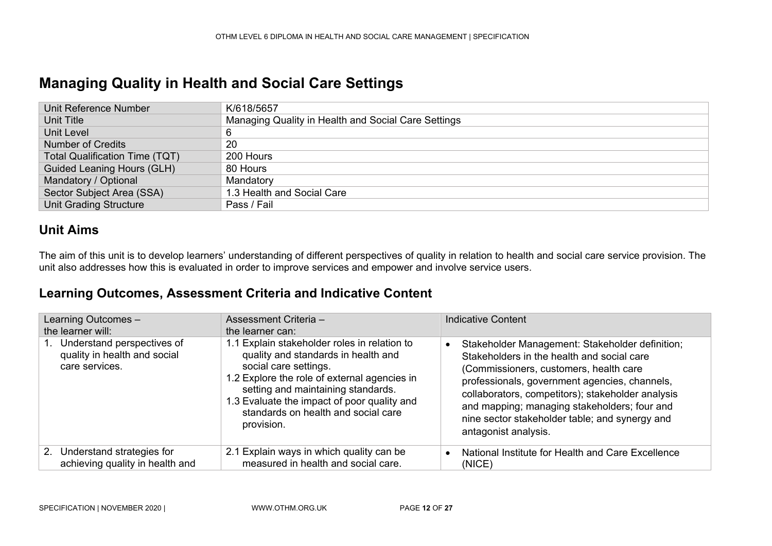# Managing Quality in Health and Social Care Settings

| Unit Reference Number | K/618/5657 |
| --- | --- |
| Unit Title | Managing Quality in Health and Social Care Settings |
| Unit Level | 6 |
| Number of Credits | 20 |
| Total Qualification Time (TQT) | 200 Hours |
| Guided Leaning Hours (GLH) | 80 Hours |
| Mandatory / Optional | Mandatory |
| Sector Subject Area (SSA) | 1.3 Health and Social Care |
| Unit Grading Structure | Pass / Fail |

## Unit Aims

The aim of this unit is to develop learners' understanding of different perspectives of quality in relation to health and social care service provision. The unit also addresses how this is evaluated in order to improve services and empower and involve service users.

## Learning Outcomes, Assessment Criteria and Indicative Content

| Learning Outcomes – the learner will: | Assessment Criteria – the learner can: | Indicative Content |
| --- | --- | --- |
| 1. Understand perspectives of quality in health and social care services. | 1.1 Explain stakeholder roles in relation to quality and standards in health and social care settings.<br>1.2 Explore the role of external agencies in setting and maintaining standards.<br>1.3 Evaluate the impact of poor quality and standards on health and social care provision. | • Stakeholder Management: Stakeholder definition; Stakeholders in the health and social care (Commissioners, customers, health care professionals, government agencies, channels, collaborators, competitors); stakeholder analysis and mapping; managing stakeholders; four and nine sector stakeholder table; and synergy and antagonist analysis. |
| 2. Understand strategies for achieving quality in health and | 2.1 Explain ways in which quality can be measured in health and social care. | • National Institute for Health and Care Excellence (NICE) |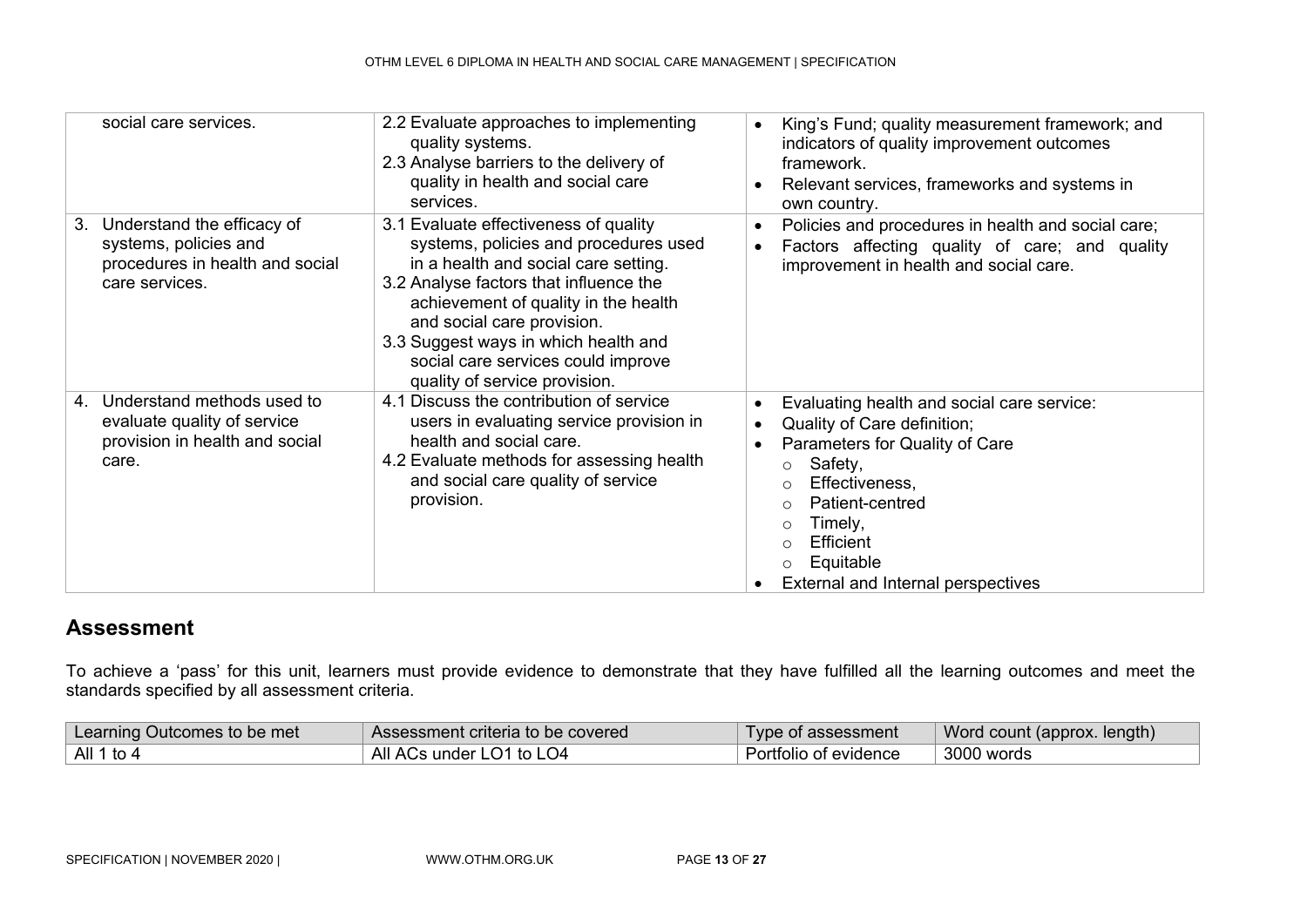| | | |
|---|---|---|
| social care services. | 2.2 Evaluate approaches to implementing quality systems.<br>2.3 Analyse barriers to the delivery of quality in health and social care services. | • King's Fund; quality measurement framework; and indicators of quality improvement outcomes framework.<br>• Relevant services, frameworks and systems in own country. |
| 3. Understand the efficacy of systems, policies and procedures in health and social care services. | 3.1 Evaluate effectiveness of quality systems, policies and procedures used in a health and social care setting.<br>3.2 Analyse factors that influence the achievement of quality in the health and social care provision.<br>3.3 Suggest ways in which health and social care services could improve quality of service provision. | • Policies and procedures in health and social care;<br>• Factors affecting quality of care; and quality improvement in health and social care. |
| 4. Understand methods used to evaluate quality of service provision in health and social care. | 4.1 Discuss the contribution of service users in evaluating service provision in health and social care.<br>4.2 Evaluate methods for assessing health and social care quality of service provision. | • Evaluating health and social care service:<br>• Quality of Care definition;<br>• Parameters for Quality of Care<br>  ○ Safety,<br>  ○ Effectiveness,<br>  ○ Patient-centred<br>  ○ Timely,<br>  ○ Efficient<br>  ○ Equitable<br>• External and Internal perspectives |

## Assessment

To achieve a 'pass' for this unit, learners must provide evidence to demonstrate that they have fulfilled all the learning outcomes and meet the standards specified by all assessment criteria.

| Learning Outcomes to be met | Assessment criteria to be covered | Type of assessment | Word count (approx. length) |
|---|---|---|---|
| All 1 to 4 | All ACs under LO1 to LO4 | Portfolio of evidence | 3000 words |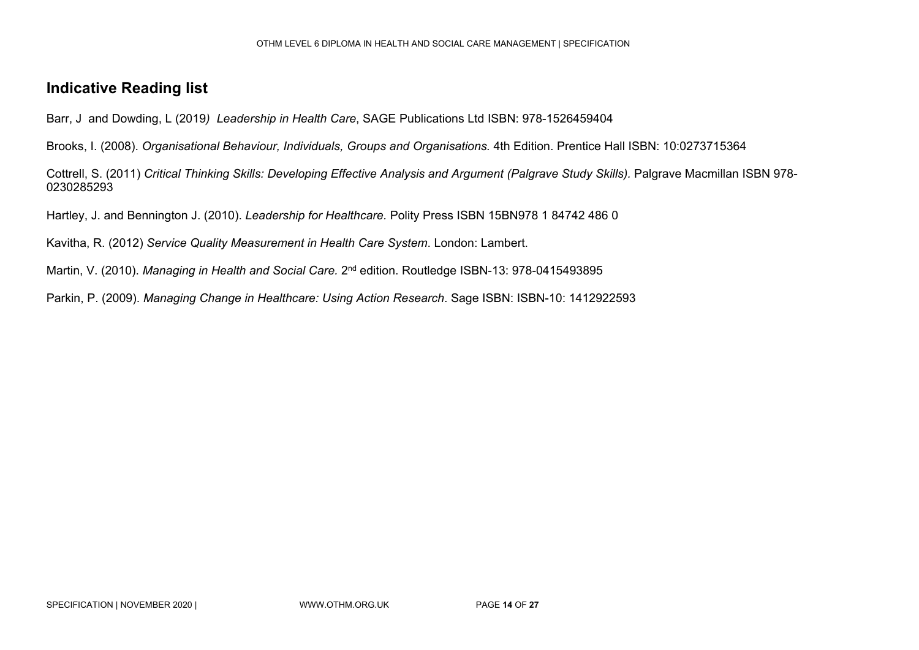## Indicative Reading list

Barr, J and Dowding, L (2019) *Leadership in Health Care*, SAGE Publications Ltd ISBN: 978-1526459404

Brooks, I. (2008). *Organisational Behaviour, Individuals, Groups and Organisations.* 4th Edition. Prentice Hall ISBN: 10:0273715364

Cottrell, S. (2011) *Critical Thinking Skills: Developing Effective Analysis and Argument (Palgrave Study Skills).* Palgrave Macmillan ISBN 978-0230285293

Hartley, J. and Bennington J. (2010). *Leadership for Healthcare.* Polity Press ISBN 15BN978 1 84742 486 0

Kavitha, R. (2012) *Service Quality Measurement in Health Care System*. London: Lambert.

Martin, V. (2010). *Managing in Health and Social Care.* 2nd edition. Routledge ISBN-13: 978-0415493895

Parkin, P. (2009). *Managing Change in Healthcare: Using Action Research*. Sage ISBN: ISBN-10: 1412922593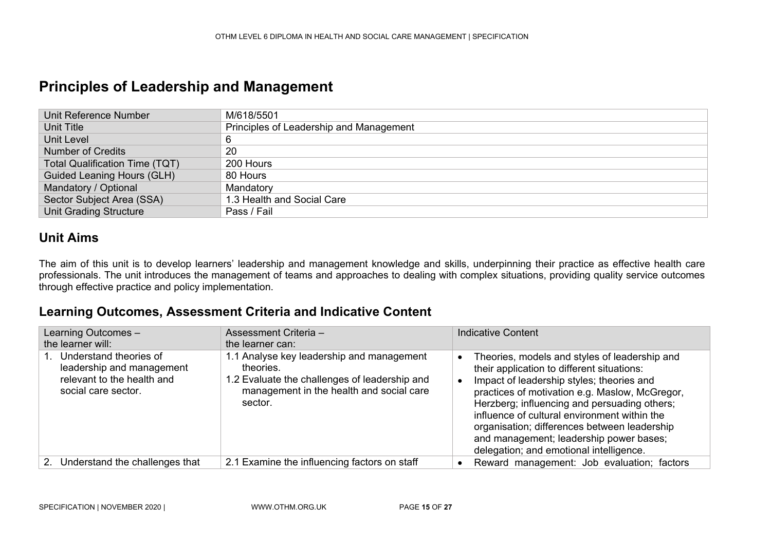# Principles of Leadership and Management

| Unit Reference Number | M/618/5501 |
|---|---|
| Unit Title | Principles of Leadership and Management |
| Unit Level | 6 |
| Number of Credits | 20 |
| Total Qualification Time (TQT) | 200 Hours |
| Guided Leaning Hours (GLH) | 80 Hours |
| Mandatory / Optional | Mandatory |
| Sector Subject Area (SSA) | 1.3 Health and Social Care |
| Unit Grading Structure | Pass / Fail |

## Unit Aims

The aim of this unit is to develop learners' leadership and management knowledge and skills, underpinning their practice as effective health care professionals. The unit introduces the management of teams and approaches to dealing with complex situations, providing quality service outcomes through effective practice and policy implementation.

## Learning Outcomes, Assessment Criteria and Indicative Content

| Learning Outcomes – the learner will: | Assessment Criteria – the learner can: | Indicative Content |
|---|---|---|
| 1. Understand theories of leadership and management relevant to the health and social care sector. | 1.1 Analyse key leadership and management theories.<br>1.2 Evaluate the challenges of leadership and management in the health and social care sector. | • Theories, models and styles of leadership and their application to different situations:<br>• Impact of leadership styles; theories and practices of motivation e.g. Maslow, McGregor, Herzberg; influencing and persuading others; influence of cultural environment within the organisation; differences between leadership and management; leadership power bases; delegation; and emotional intelligence. |
| 2. Understand the challenges that | 2.1 Examine the influencing factors on staff | • Reward management: Job evaluation; factors |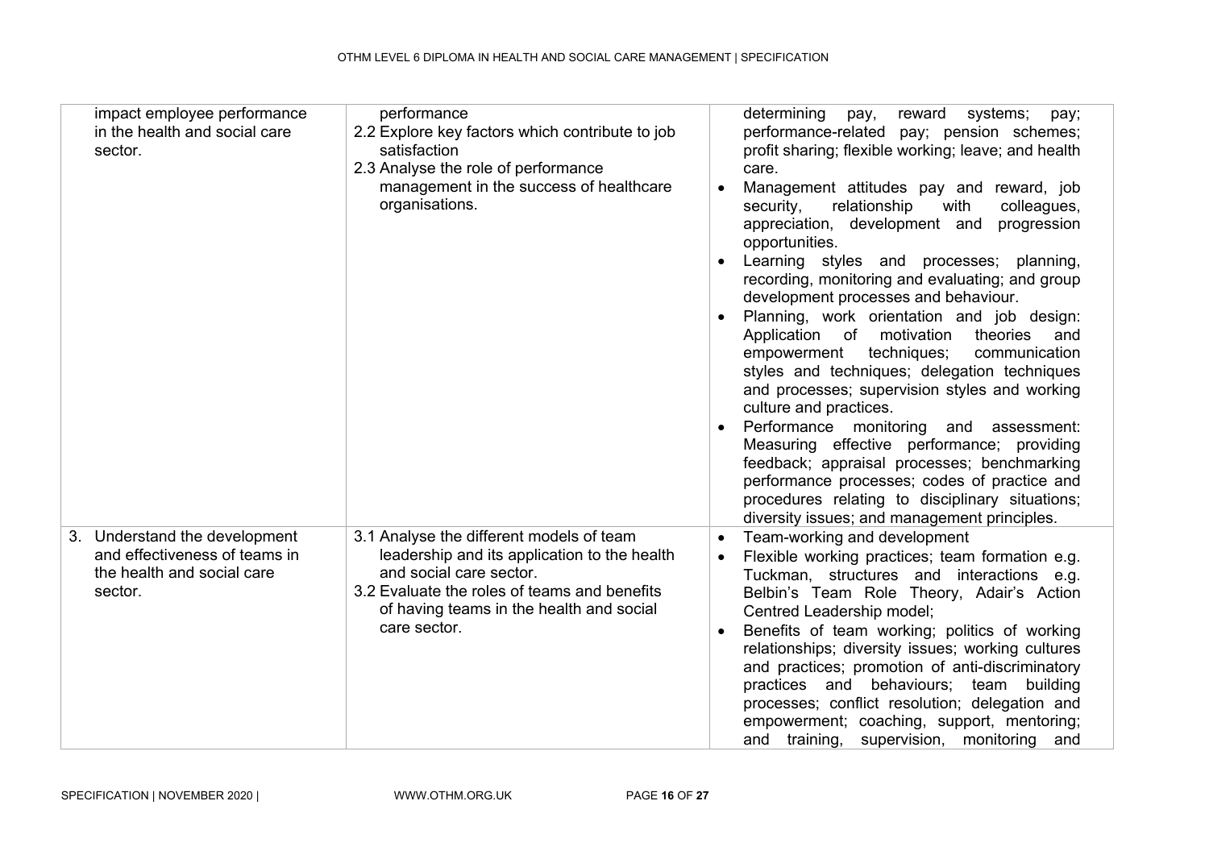| | | |
|---|---|---|
| impact employee performance in the health and social care sector. | performance<br>2.2 Explore key factors which contribute to job satisfaction<br>2.3 Analyse the role of performance management in the success of healthcare organisations. | determining pay, reward systems; pay; performance-related pay; pension schemes; profit sharing; flexible working; leave; and health care.<br>• Management attitudes pay and reward, job security, relationship with colleagues, appreciation, development and progression opportunities.<br>• Learning styles and processes; planning, recording, monitoring and evaluating; and group development processes and behaviour.<br>• Planning, work orientation and job design: Application of motivation theories and empowerment techniques; communication styles and techniques; delegation techniques and processes; supervision styles and working culture and practices.<br>• Performance monitoring and assessment: Measuring effective performance; providing feedback; appraisal processes; benchmarking performance processes; codes of practice and procedures relating to disciplinary situations; diversity issues; and management principles. |
| 3. Understand the development and effectiveness of teams in the health and social care sector. | 3.1 Analyse the different models of team leadership and its application to the health and social care sector.<br>3.2 Evaluate the roles of teams and benefits of having teams in the health and social care sector. | • Team-working and development<br>• Flexible working practices; team formation e.g. Tuckman, structures and interactions e.g. Belbin's Team Role Theory, Adair's Action Centred Leadership model;<br>• Benefits of team working; politics of working relationships; diversity issues; working cultures and practices; promotion of anti-discriminatory practices and behaviours; team building processes; conflict resolution; delegation and empowerment; coaching, support, mentoring; and training, supervision, monitoring and |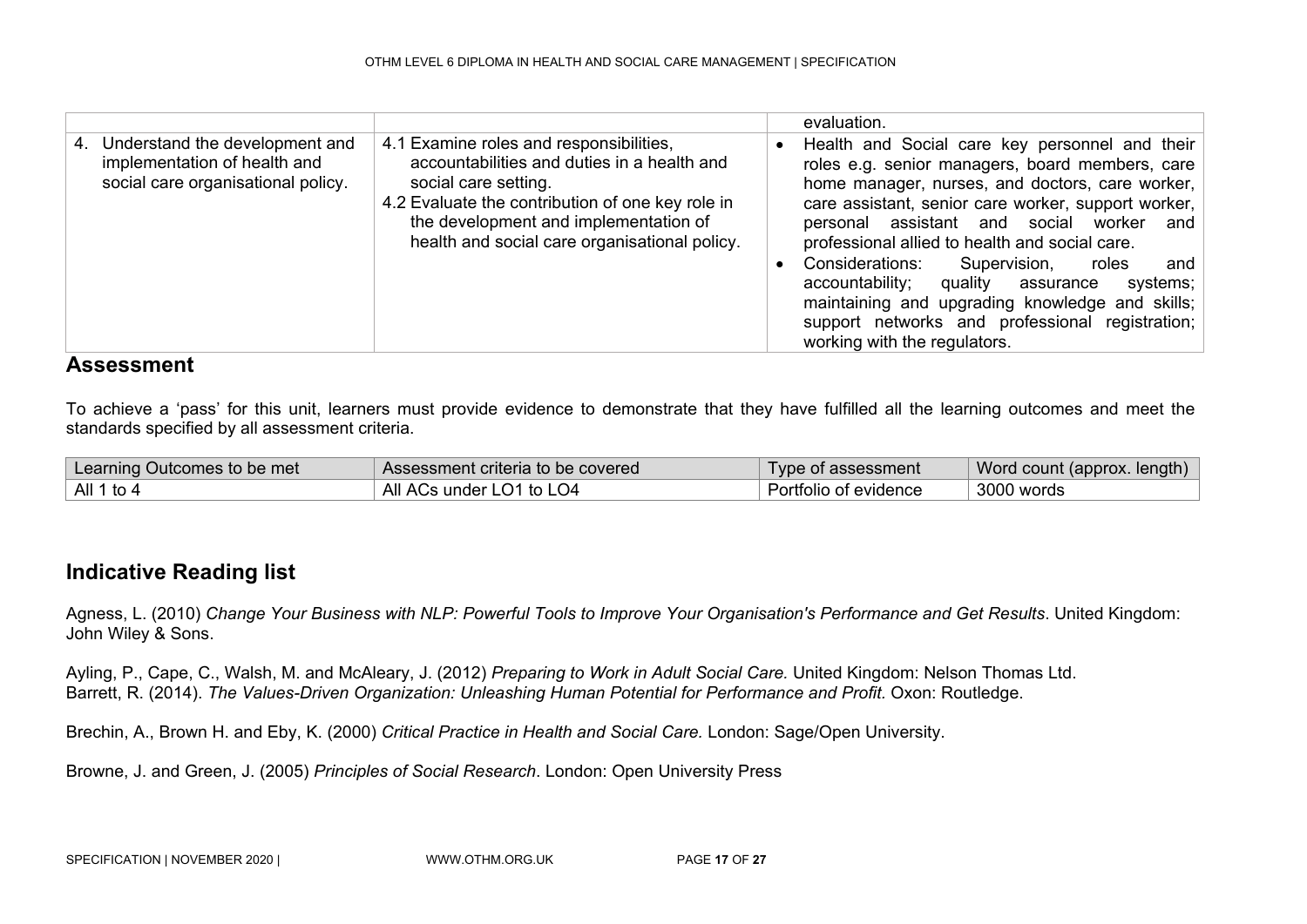| | | evaluation. |
|---|---|---|
| 4. Understand the development and implementation of health and social care organisational policy. | 4.1 Examine roles and responsibilities, accountabilities and duties in a health and social care setting.<br>4.2 Evaluate the contribution of one key role in the development and implementation of health and social care organisational policy. | • Health and Social care key personnel and their roles e.g. senior managers, board members, care home manager, nurses, and doctors, care worker, care assistant, senior care worker, support worker, personal assistant and social worker and professional allied to health and social care.<br>• Considerations: Supervision, roles and accountability; quality assurance systems; maintaining and upgrading knowledge and skills; support networks and professional registration; working with the regulators. |

## Assessment

To achieve a 'pass' for this unit, learners must provide evidence to demonstrate that they have fulfilled all the learning outcomes and meet the standards specified by all assessment criteria.

| Learning Outcomes to be met | Assessment criteria to be covered | Type of assessment | Word count (approx. length) |
|---|---|---|---|
| All 1 to 4 | All ACs under LO1 to LO4 | Portfolio of evidence | 3000 words |

## Indicative Reading list

Agness, L. (2010) *Change Your Business with NLP: Powerful Tools to Improve Your Organisation's Performance and Get Results*. United Kingdom: John Wiley & Sons.

Ayling, P., Cape, C., Walsh, M. and McAleary, J. (2012) *Preparing to Work in Adult Social Care.* United Kingdom: Nelson Thomas Ltd.
Barrett, R. (2014). *The Values-Driven Organization: Unleashing Human Potential for Performance and Profit.* Oxon: Routledge.

Brechin, A., Brown H. and Eby, K. (2000) *Critical Practice in Health and Social Care.* London: Sage/Open University.

Browne, J. and Green, J. (2005) *Principles of Social Research*. London: Open University Press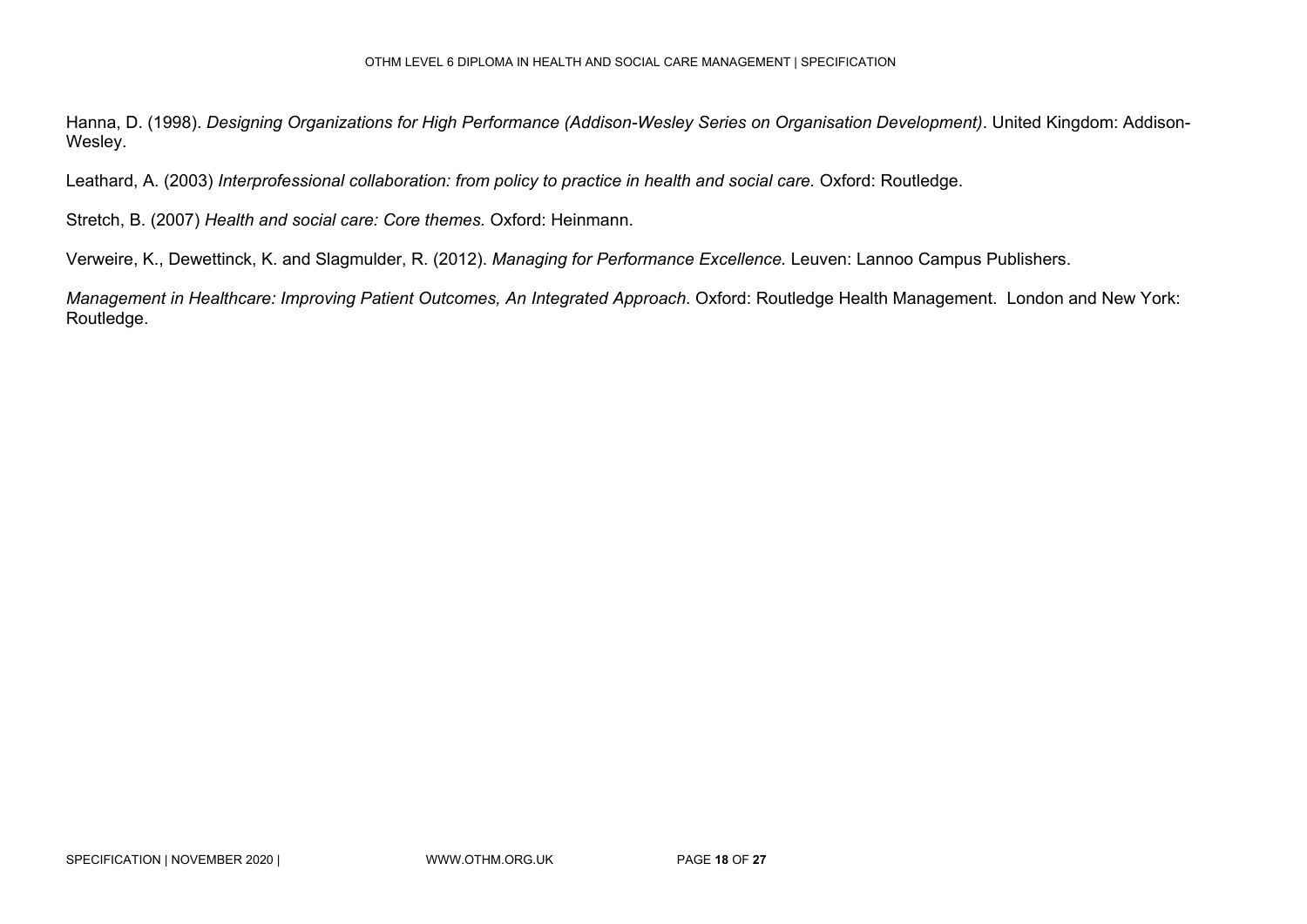Hanna, D. (1998). *Designing Organizations for High Performance (Addison-Wesley Series on Organisation Development)*. United Kingdom: Addison-Wesley.

Leathard, A. (2003) *Interprofessional collaboration: from policy to practice in health and social care.* Oxford: Routledge.

Stretch, B. (2007) *Health and social care: Core themes.* Oxford: Heinmann.

Verweire, K., Dewettinck, K. and Slagmulder, R. (2012). *Managing for Performance Excellence.* Leuven: Lannoo Campus Publishers.

*Management in Healthcare: Improving Patient Outcomes, An Integrated Approach*. Oxford: Routledge Health Management. London and New York: Routledge.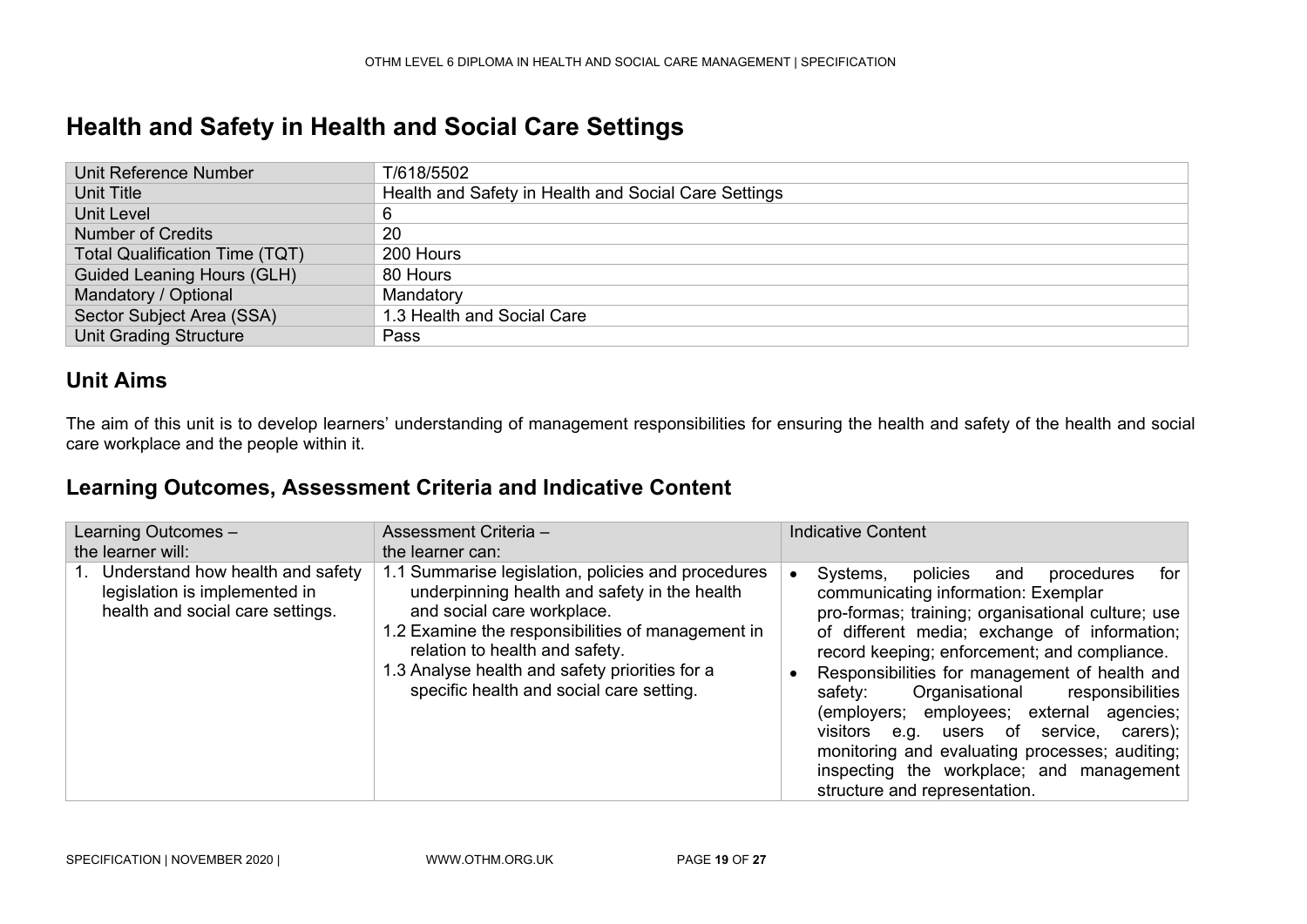# Health and Safety in Health and Social Care Settings

| Unit Reference Number | T/618/5502 |
|---|---|
| Unit Title | Health and Safety in Health and Social Care Settings |
| Unit Level | 6 |
| Number of Credits | 20 |
| Total Qualification Time (TQT) | 200 Hours |
| Guided Leaning Hours (GLH) | 80 Hours |
| Mandatory / Optional | Mandatory |
| Sector Subject Area (SSA) | 1.3 Health and Social Care |
| Unit Grading Structure | Pass |

## Unit Aims

The aim of this unit is to develop learners' understanding of management responsibilities for ensuring the health and safety of the health and social care workplace and the people within it.

## Learning Outcomes, Assessment Criteria and Indicative Content

| Learning Outcomes – the learner will: | Assessment Criteria – the learner can: | Indicative Content |
|---|---|---|
| 1. Understand how health and safety legislation is implemented in health and social care settings. | 1.1 Summarise legislation, policies and procedures underpinning health and safety in the health and social care workplace.<br>1.2 Examine the responsibilities of management in relation to health and safety.<br>1.3 Analyse health and safety priorities for a specific health and social care setting. | • Systems, policies and procedures for communicating information: Exemplar pro-formas; training; organisational culture; use of different media; exchange of information; record keeping; enforcement; and compliance.<br>• Responsibilities for management of health and safety: Organisational responsibilities (employers; employees; external agencies; visitors e.g. users of service, carers); monitoring and evaluating processes; auditing; inspecting the workplace; and management structure and representation. |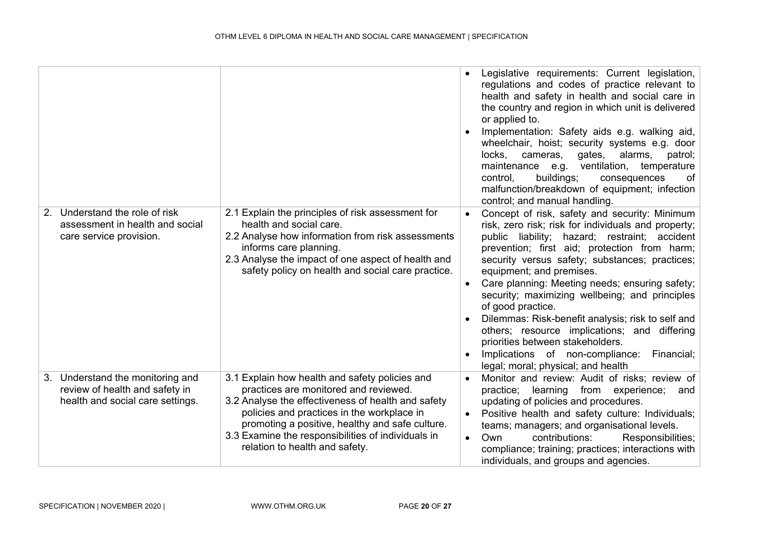| | | |
|---|---|---|
| | | • Legislative requirements: Current legislation, regulations and codes of practice relevant to health and safety in health and social care in the country and region in which unit is delivered or applied to.<br>• Implementation: Safety aids e.g. walking aid, wheelchair, hoist; security systems e.g. door locks, cameras, gates, alarms, patrol; maintenance e.g. ventilation, temperature control, buildings; consequences of malfunction/breakdown of equipment; infection control; and manual handling. |
| 2. Understand the role of risk assessment in health and social care service provision. | 2.1 Explain the principles of risk assessment for health and social care.<br>2.2 Analyse how information from risk assessments informs care planning.<br>2.3 Analyse the impact of one aspect of health and safety policy on health and social care practice. | • Concept of risk, safety and security: Minimum risk, zero risk; risk for individuals and property; public liability; hazard; restraint; accident prevention; first aid; protection from harm; security versus safety; substances; practices; equipment; and premises.<br>• Care planning: Meeting needs; ensuring safety; security; maximizing wellbeing; and principles of good practice.<br>• Dilemmas: Risk-benefit analysis; risk to self and others; resource implications; and differing priorities between stakeholders.<br>• Implications of non-compliance: Financial; legal; moral; physical; and health |
| 3. Understand the monitoring and review of health and safety in health and social care settings. | 3.1 Explain how health and safety policies and practices are monitored and reviewed.<br>3.2 Analyse the effectiveness of health and safety policies and practices in the workplace in promoting a positive, healthy and safe culture.<br>3.3 Examine the responsibilities of individuals in relation to health and safety. | • Monitor and review: Audit of risks; review of practice; learning from experience; and updating of policies and procedures.<br>• Positive health and safety culture: Individuals; teams; managers; and organisational levels.<br>• Own contributions: Responsibilities; compliance; training; practices; interactions with individuals, and groups and agencies. |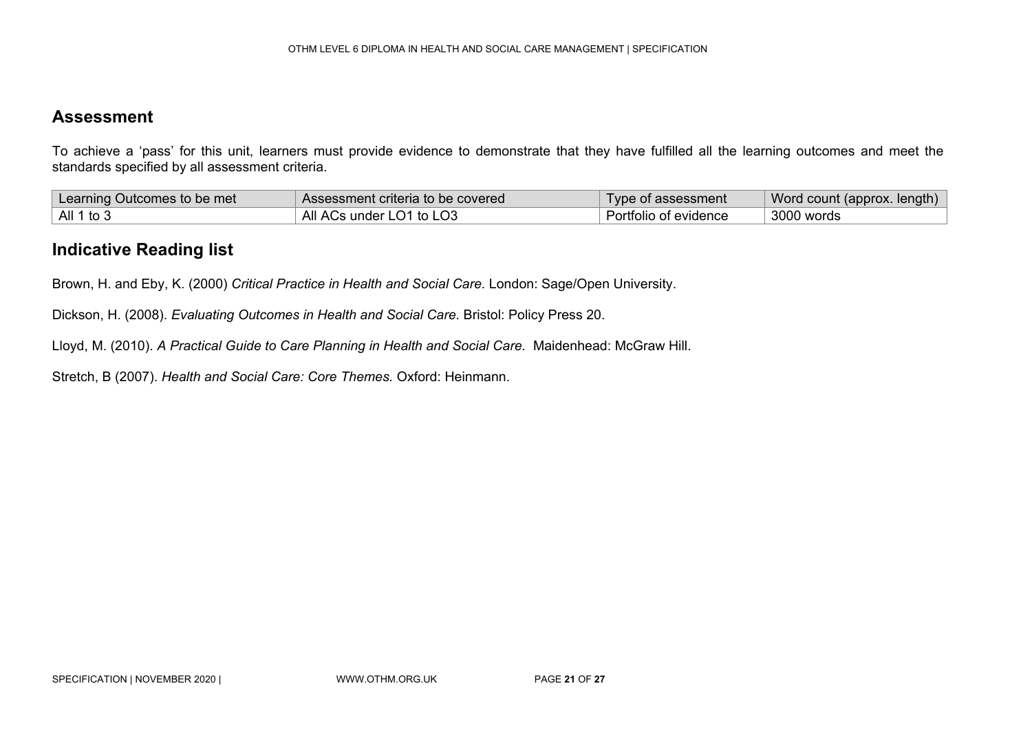## Assessment

To achieve a 'pass' for this unit, learners must provide evidence to demonstrate that they have fulfilled all the learning outcomes and meet the standards specified by all assessment criteria.

| Learning Outcomes to be met | Assessment criteria to be covered | Type of assessment | Word count (approx. length) |
|---|---|---|---|
| All 1 to 3 | All ACs under LO1 to LO3 | Portfolio of evidence | 3000 words |

## Indicative Reading list

Brown, H. and Eby, K. (2000) *Critical Practice in Health and Social Care.* London: Sage/Open University.

Dickson, H. (2008). *Evaluating Outcomes in Health and Social Care.* Bristol: Policy Press 20.

Lloyd, M. (2010). *A Practical Guide to Care Planning in Health and Social Care.* Maidenhead: McGraw Hill.

Stretch, B (2007). *Health and Social Care: Core Themes.* Oxford: Heinmann.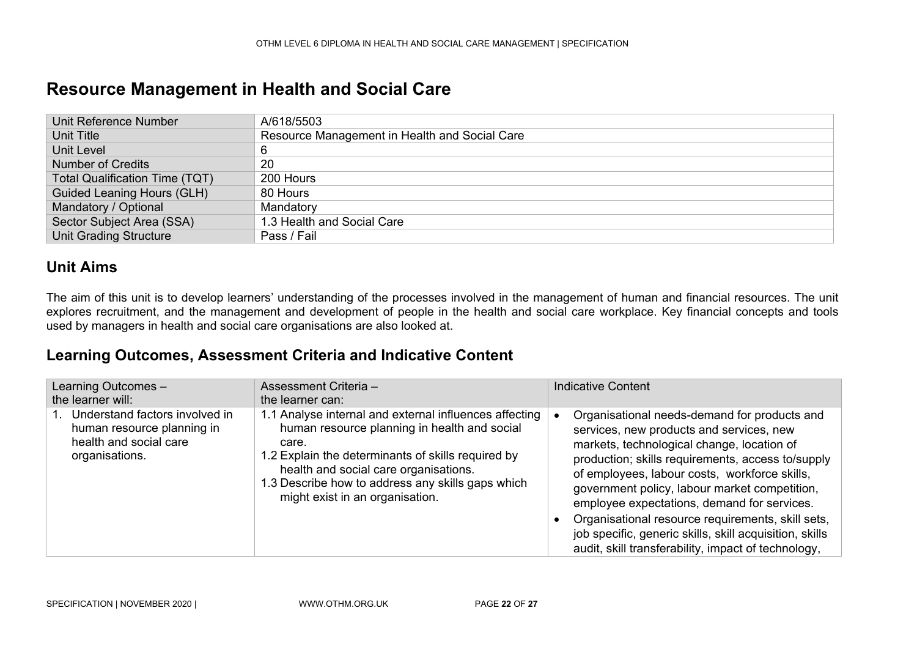# Resource Management in Health and Social Care

| Unit Reference Number | A/618/5503 |
| --- | --- |
| Unit Title | Resource Management in Health and Social Care |
| Unit Level | 6 |
| Number of Credits | 20 |
| Total Qualification Time (TQT) | 200 Hours |
| Guided Leaning Hours (GLH) | 80 Hours |
| Mandatory / Optional | Mandatory |
| Sector Subject Area (SSA) | 1.3 Health and Social Care |
| Unit Grading Structure | Pass / Fail |

## Unit Aims

The aim of this unit is to develop learners' understanding of the processes involved in the management of human and financial resources. The unit explores recruitment, and the management and development of people in the health and social care workplace. Key financial concepts and tools used by managers in health and social care organisations are also looked at.

## Learning Outcomes, Assessment Criteria and Indicative Content

| Learning Outcomes – the learner will: | Assessment Criteria – the learner can: | Indicative Content |
| --- | --- | --- |
| 1. Understand factors involved in human resource planning in health and social care organisations. | 1.1 Analyse internal and external influences affecting human resource planning in health and social care.<br>1.2 Explain the determinants of skills required by health and social care organisations.<br>1.3 Describe how to address any skills gaps which might exist in an organisation. | • Organisational needs-demand for products and services, new products and services, new markets, technological change, location of production; skills requirements, access to/supply of employees, labour costs, workforce skills, government policy, labour market competition, employee expectations, demand for services.<br>• Organisational resource requirements, skill sets, job specific, generic skills, skill acquisition, skills audit, skill transferability, impact of technology, |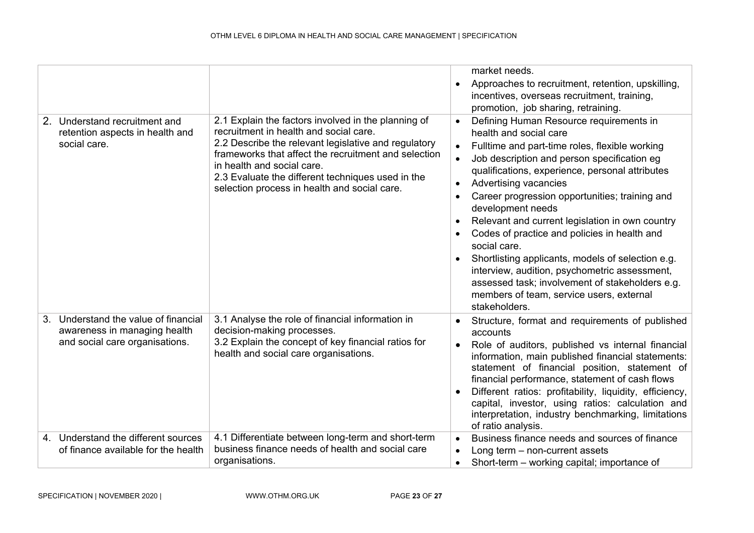| | | |
|---|---|---|
| | | market needs.<br>• Approaches to recruitment, retention, upskilling, incentives, overseas recruitment, training, promotion, job sharing, retraining. |
| 2. Understand recruitment and retention aspects in health and social care. | 2.1 Explain the factors involved in the planning of recruitment in health and social care.<br>2.2 Describe the relevant legislative and regulatory frameworks that affect the recruitment and selection in health and social care.<br>2.3 Evaluate the different techniques used in the selection process in health and social care. | • Defining Human Resource requirements in health and social care<br>• Fulltime and part-time roles, flexible working<br>• Job description and person specification eg qualifications, experience, personal attributes<br>• Advertising vacancies<br>• Career progression opportunities; training and development needs<br>• Relevant and current legislation in own country<br>• Codes of practice and policies in health and social care.<br>• Shortlisting applicants, models of selection e.g. interview, audition, psychometric assessment, assessed task; involvement of stakeholders e.g. members of team, service users, external stakeholders. |
| 3. Understand the value of financial awareness in managing health and social care organisations. | 3.1 Analyse the role of financial information in decision-making processes.<br>3.2 Explain the concept of key financial ratios for health and social care organisations. | • Structure, format and requirements of published accounts<br>• Role of auditors, published vs internal financial information, main published financial statements: statement of financial position, statement of financial performance, statement of cash flows<br>• Different ratios: profitability, liquidity, efficiency, capital, investor, using ratios: calculation and interpretation, industry benchmarking, limitations of ratio analysis. |
| 4. Understand the different sources of finance available for the health | 4.1 Differentiate between long-term and short-term business finance needs of health and social care organisations. | • Business finance needs and sources of finance<br>• Long term – non-current assets<br>• Short-term – working capital; importance of |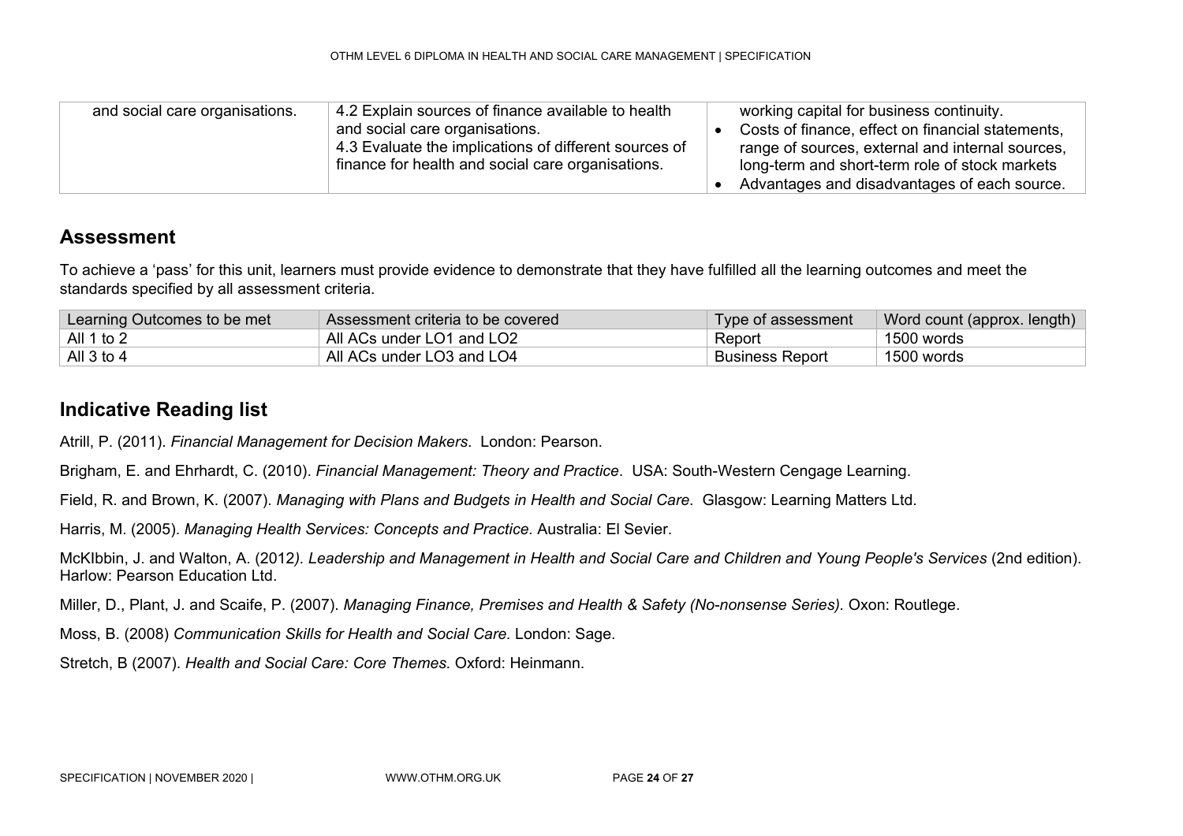| and social care organisations. | 4.2 Explain sources of finance available to health and social care organisations.<br>4.3 Evaluate the implications of different sources of finance for health and social care organisations. | working capital for business continuity.<br>• Costs of finance, effect on financial statements, range of sources, external and internal sources, long-term and short-term role of stock markets<br>• Advantages and disadvantages of each source. |
|---|---|---|

## Assessment

To achieve a 'pass' for this unit, learners must provide evidence to demonstrate that they have fulfilled all the learning outcomes and meet the standards specified by all assessment criteria.

| Learning Outcomes to be met | Assessment criteria to be covered | Type of assessment | Word count (approx. length) |
|---|---|---|---|
| All 1 to 2 | All ACs under LO1 and LO2 | Report | 1500 words |
| All 3 to 4 | All ACs under LO3 and LO4 | Business Report | 1500 words |

## Indicative Reading list

Atrill, P. (2011). *Financial Management for Decision Makers*. London: Pearson.

Brigham, E. and Ehrhardt, C. (2010). *Financial Management: Theory and Practice*. USA: South-Western Cengage Learning.

Field, R. and Brown, K. (2007). *Managing with Plans and Budgets in Health and Social Care*. Glasgow: Learning Matters Ltd.

Harris, M. (2005). *Managing Health Services: Concepts and Practice.* Australia: El Sevier.

McKIbbin, J. and Walton, A. (2012*). Leadership and Management in Health and Social Care and Children and Young People's Services* (2nd edition). Harlow: Pearson Education Ltd.

Miller, D., Plant, J. and Scaife, P. (2007). *Managing Finance, Premises and Health & Safety (No-nonsense Series).* Oxon: Routlege.

Moss, B. (2008) *Communication Skills for Health and Social Care.* London: Sage.

Stretch, B (2007). *Health and Social Care: Core Themes.* Oxford: Heinmann.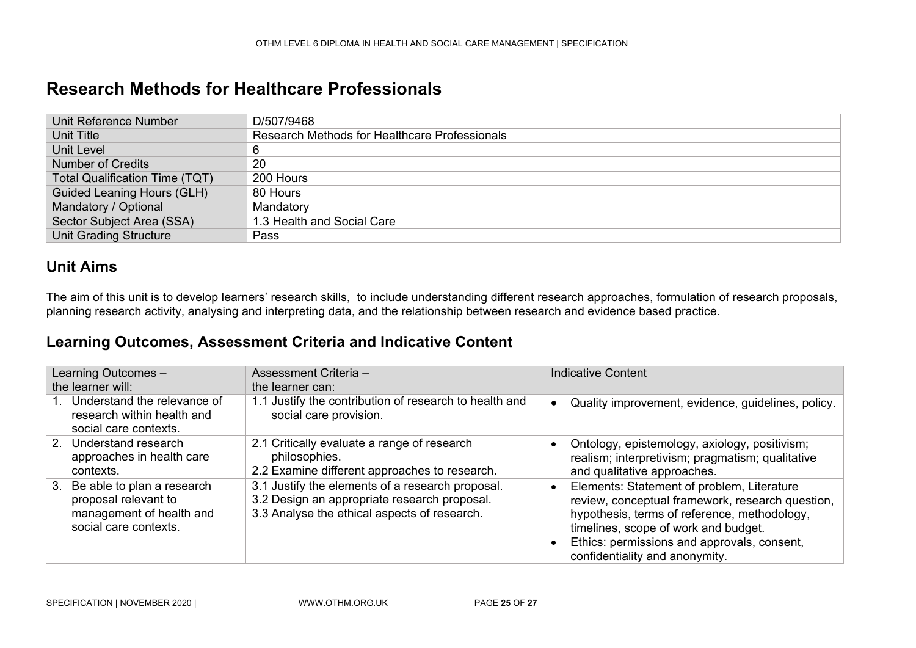# Research Methods for Healthcare Professionals

| Unit Reference Number | D/507/9468 |
|---|---|
| Unit Title | Research Methods for Healthcare Professionals |
| Unit Level | 6 |
| Number of Credits | 20 |
| Total Qualification Time (TQT) | 200 Hours |
| Guided Leaning Hours (GLH) | 80 Hours |
| Mandatory / Optional | Mandatory |
| Sector Subject Area (SSA) | 1.3 Health and Social Care |
| Unit Grading Structure | Pass |

## Unit Aims

The aim of this unit is to develop learners' research skills,  to include understanding different research approaches, formulation of research proposals, planning research activity, analysing and interpreting data, and the relationship between research and evidence based practice.

## Learning Outcomes, Assessment Criteria and Indicative Content

| Learning Outcomes – the learner will: | Assessment Criteria – the learner can: | Indicative Content |
|---|---|---|
| 1. Understand the relevance of research within health and social care contexts. | 1.1 Justify the contribution of research to health and social care provision. | • Quality improvement, evidence, guidelines, policy. |
| 2. Understand research approaches in health care contexts. | 2.1 Critically evaluate a range of research philosophies.<br>2.2 Examine different approaches to research. | • Ontology, epistemology, axiology, positivism; realism; interpretivism; pragmatism; qualitative and qualitative approaches. |
| 3. Be able to plan a research proposal relevant to management of health and social care contexts. | 3.1 Justify the elements of a research proposal.<br>3.2 Design an appropriate research proposal.<br>3.3 Analyse the ethical aspects of research. | • Elements: Statement of problem, Literature review, conceptual framework, research question, hypothesis, terms of reference, methodology, timelines, scope of work and budget.<br>• Ethics: permissions and approvals, consent, confidentiality and anonymity. |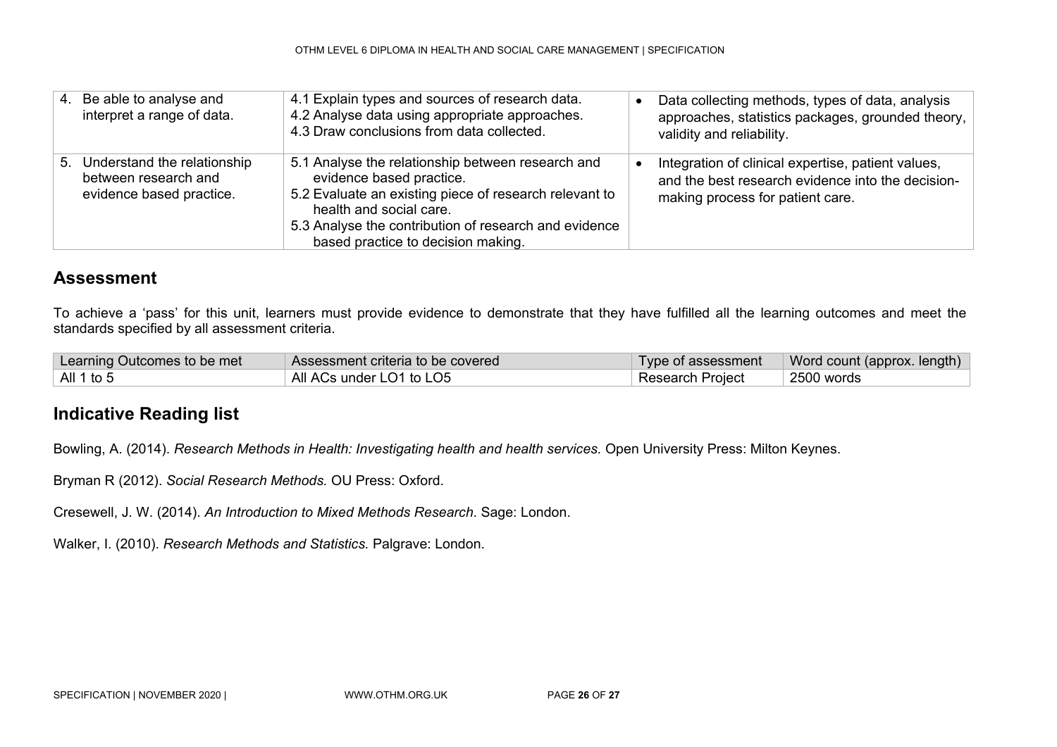| | | |
|---|---|---|
| 4. Be able to analyse and interpret a range of data. | 4.1 Explain types and sources of research data.<br>4.2 Analyse data using appropriate approaches.<br>4.3 Draw conclusions from data collected. | • Data collecting methods, types of data, analysis approaches, statistics packages, grounded theory, validity and reliability. |
| 5. Understand the relationship between research and evidence based practice. | 5.1 Analyse the relationship between research and evidence based practice.<br>5.2 Evaluate an existing piece of research relevant to health and social care.<br>5.3 Analyse the contribution of research and evidence based practice to decision making. | • Integration of clinical expertise, patient values, and the best research evidence into the decision-making process for patient care. |

## Assessment

To achieve a 'pass' for this unit, learners must provide evidence to demonstrate that they have fulfilled all the learning outcomes and meet the standards specified by all assessment criteria.

| Learning Outcomes to be met | Assessment criteria to be covered | Type of assessment | Word count (approx. length) |
|---|---|---|---|
| All 1 to 5 | All ACs under LO1 to LO5 | Research Project | 2500 words |

## Indicative Reading list

Bowling, A. (2014). *Research Methods in Health: Investigating health and health services.* Open University Press: Milton Keynes.

Bryman R (2012). *Social Research Methods.* OU Press: Oxford.

Cresewell, J. W. (2014). *An Introduction to Mixed Methods Research*. Sage: London.

Walker, I. (2010). *Research Methods and Statistics.* Palgrave: London.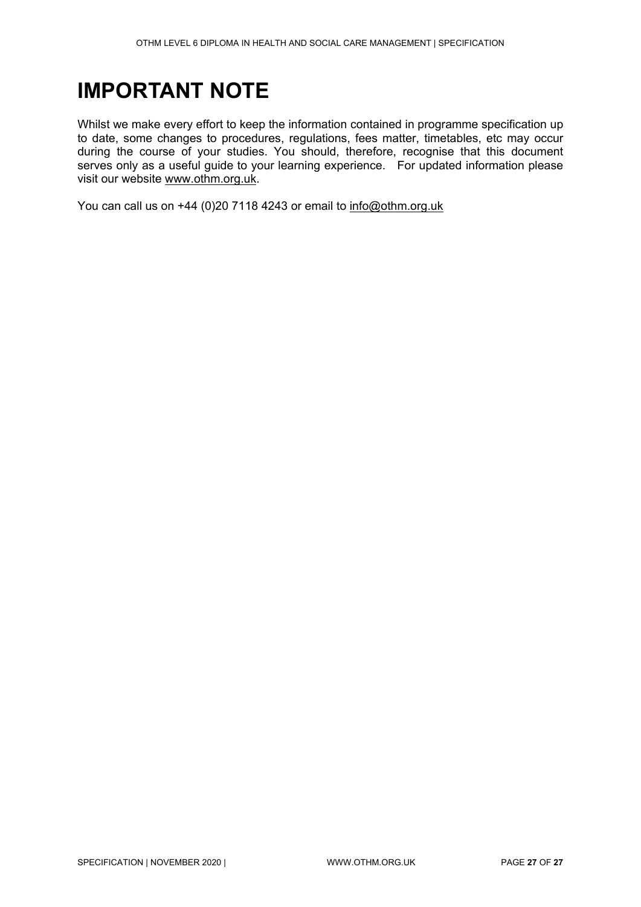# IMPORTANT NOTE

Whilst we make every effort to keep the information contained in programme specification up to date, some changes to procedures, regulations, fees matter, timetables, etc may occur during the course of your studies. You should, therefore, recognise that this document serves only as a useful guide to your learning experience. For updated information please visit our website www.othm.org.uk.

You can call us on +44 (0)20 7118 4243 or email to info@othm.org.uk